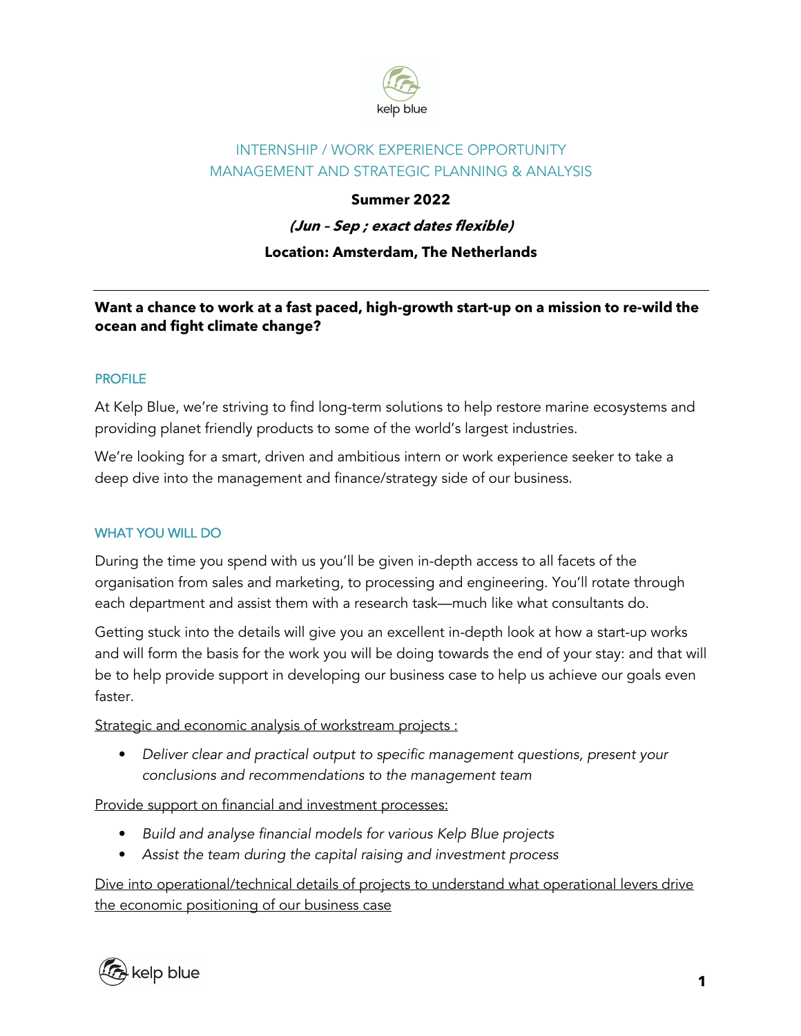# INTERNSHIP / WORK EXPERIENCE OPPORTUNITY
# MANAGEMENT AND STRATEGIC PLANNING & ANALYSIS

**Summer 2022**

***(Jun – Sep ; exact dates flexible)***

**Location: Amsterdam, The Netherlands**

---

**Want a chance to work at a fast paced, high-growth start-up on a mission to re-wild the ocean and fight climate change?**

## PROFILE

At Kelp Blue, we're striving to find long-term solutions to help restore marine ecosystems and providing planet friendly products to some of the world's largest industries.

We're looking for a smart, driven and ambitious intern or work experience seeker to take a deep dive into the management and finance/strategy side of our business.

## WHAT YOU WILL DO

During the time you spend with us you'll be given in-depth access to all facets of the organisation from sales and marketing, to processing and engineering. You'll rotate through each department and assist them with a research task—much like what consultants do.

Getting stuck into the details will give you an excellent in-depth look at how a start-up works and will form the basis for the work you will be doing towards the end of your stay: and that will be to help provide support in developing our business case to help us achieve our goals even faster.

<u>Strategic and economic analysis of workstream projects :</u>

- *Deliver clear and practical output to specific management questions, present your conclusions and recommendations to the management team*

<u>Provide support on financial and investment processes:</u>

- *Build and analyse financial models for various Kelp Blue projects*
- *Assist the team during the capital raising and investment process*

<u>Dive into operational/technical details of projects to understand what operational levers drive the economic positioning of our business case</u>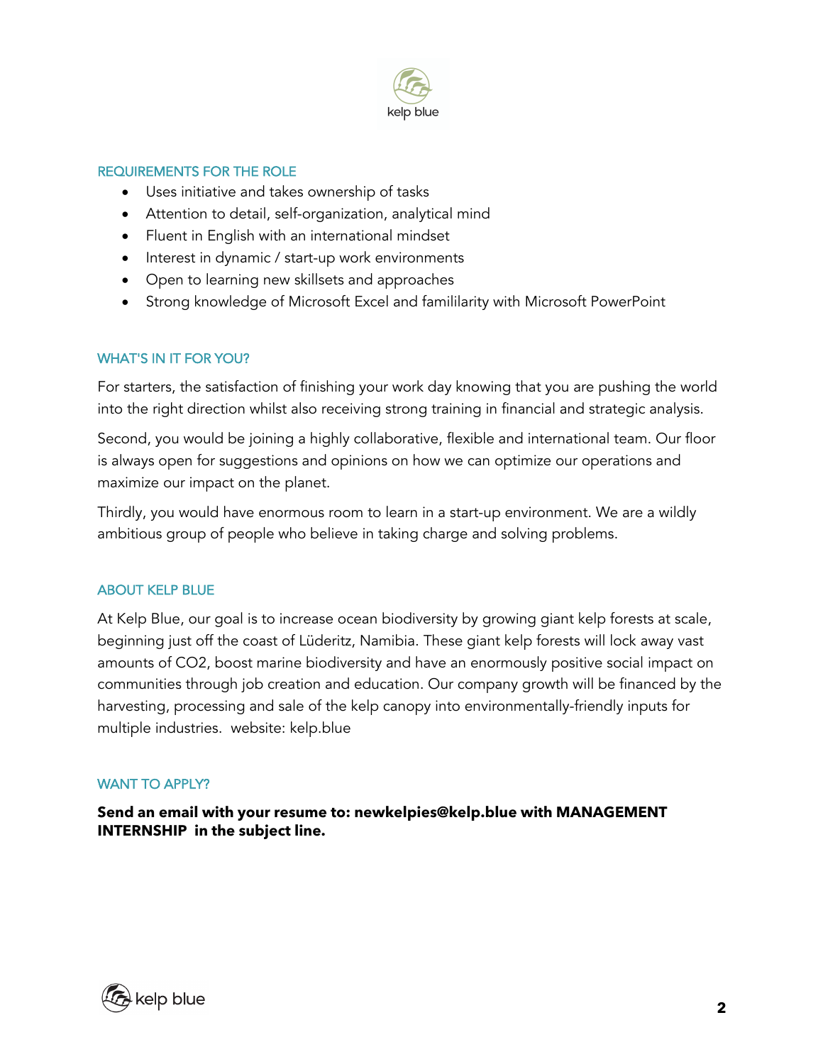## REQUIREMENTS FOR THE ROLE

- Uses initiative and takes ownership of tasks
- Attention to detail, self-organization, analytical mind
- Fluent in English with an international mindset
- Interest in dynamic / start-up work environments
- Open to learning new skillsets and approaches
- Strong knowledge of Microsoft Excel and famililarity with Microsoft PowerPoint

## WHAT'S IN IT FOR YOU?

For starters, the satisfaction of finishing your work day knowing that you are pushing the world into the right direction whilst also receiving strong training in financial and strategic analysis.

Second, you would be joining a highly collaborative, flexible and international team. Our floor is always open for suggestions and opinions on how we can optimize our operations and maximize our impact on the planet.

Thirdly, you would have enormous room to learn in a start-up environment. We are a wildly ambitious group of people who believe in taking charge and solving problems.

## ABOUT KELP BLUE

At Kelp Blue, our goal is to increase ocean biodiversity by growing giant kelp forests at scale, beginning just off the coast of Lüderitz, Namibia. These giant kelp forests will lock away vast amounts of $CO_2$, boost marine biodiversity and have an enormously positive social impact on communities through job creation and education. Our company growth will be financed by the harvesting, processing and sale of the kelp canopy into environmentally-friendly inputs for multiple industries. website: kelp.blue

## WANT TO APPLY?

**Send an email with your resume to: newkelpies@kelp.blue with MANAGEMENT INTERNSHIP in the subject line.**